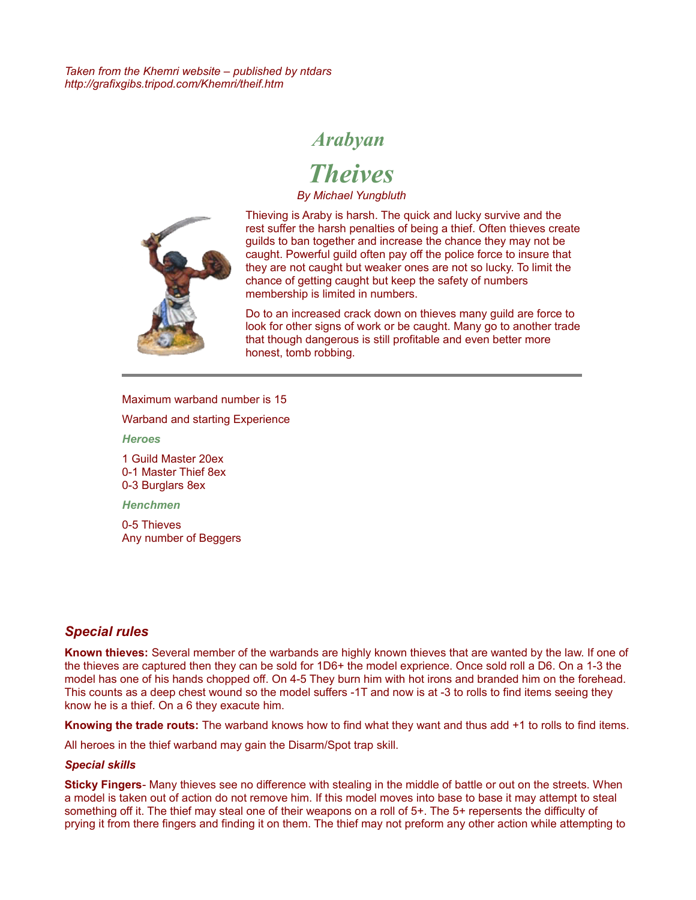*Taken from the Khemri website – published by ntdars*
*http://grafixgibs.tripod.com/Khemri/theif.htm*

# *Arabyan*

# *Theives*

*By Michael Yungbluth*

Thieving is Araby is harsh. The quick and lucky survive and the rest suffer the harsh penalties of being a thief. Often thieves create guilds to ban together and increase the chance they may not be caught. Powerful guild often pay off the police force to insure that they are not caught but weaker ones are not so lucky. To limit the chance of getting caught but keep the safety of numbers membership is limited in numbers.

Do to an increased crack down on thieves many guild are force to look for other signs of work or be caught. Many go to another trade that though dangerous is still profitable and even better more honest, tomb robbing.

---

Maximum warband number is 15

Warband and starting Experience

***Heroes***

1 Guild Master 20ex
0-1 Master Thief 8ex
0-3 Burglars 8ex

***Henchmen***

0-5 Thieves
Any number of Beggers

## *Special rules*

**Known thieves:** Several member of the warbands are highly known thieves that are wanted by the law. If one of the thieves are captured then they can be sold for 1D6+ the model exprience. Once sold roll a D6. On a 1-3 the model has one of his hands chopped off. On 4-5 They burn him with hot irons and branded him on the forehead. This counts as a deep chest wound so the model suffers -1T and now is at -3 to rolls to find items seeing they know he is a thief. On a 6 they exacute him.

**Knowing the trade routs:** The warband knows how to find what they want and thus add +1 to rolls to find items.

All heroes in the thief warband may gain the Disarm/Spot trap skill.

### *Special skills*

**Sticky Fingers**- Many thieves see no difference with stealing in the middle of battle or out on the streets. When a model is taken out of action do not remove him. If this model moves into base to base it may attempt to steal something off it. The thief may steal one of their weapons on a roll of 5+. The 5+ repersents the difficulty of prying it from there fingers and finding it on them. The thief may not preform any other action while attempting to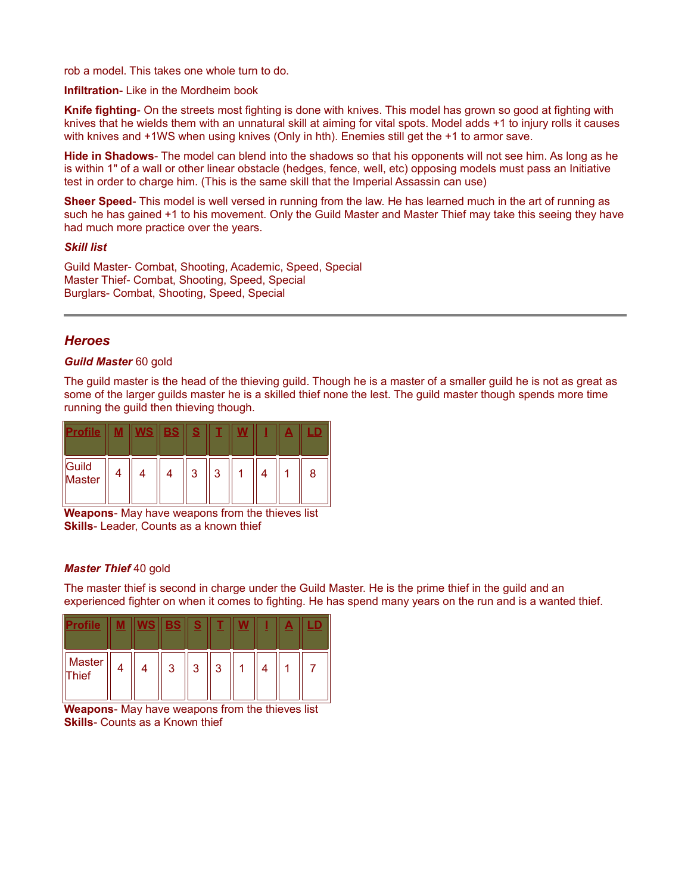rob a model. This takes one whole turn to do.

**Infiltration**- Like in the Mordheim book

**Knife fighting**- On the streets most fighting is done with knives. This model has grown so good at fighting with knives that he wields them with an unnatural skill at aiming for vital spots. Model adds +1 to injury rolls it causes with knives and +1WS when using knives (Only in hth). Enemies still get the +1 to armor save.

**Hide in Shadows**- The model can blend into the shadows so that his opponents will not see him. As long as he is within 1" of a wall or other linear obstacle (hedges, fence, well, etc) opposing models must pass an Initiative test in order to charge him. (This is the same skill that the Imperial Assassin can use)

**Sheer Speed**- This model is well versed in running from the law. He has learned much in the art of running as such he has gained +1 to his movement. Only the Guild Master and Master Thief may take this seeing they have had much more practice over the years.

***Skill list***

Guild Master- Combat, Shooting, Academic, Speed, Special
Master Thief- Combat, Shooting, Speed, Special
Burglars- Combat, Shooting, Speed, Special

---

## *Heroes*

***Guild Master*** 60 gold

The guild master is the head of the thieving guild. Though he is a master of a smaller guild he is not as great as some of the larger guilds master he is a skilled thief none the lest. The guild master though spends more time running the guild then thieving though.

| Profile | M | WS | BS | S | T | W | I | A | LD |
|---|---|---|---|---|---|---|---|---|---|
| Guild Master | 4 | 4 | 4 | 3 | 3 | 1 | 4 | 1 | 8 |

**Weapons**- May have weapons from the thieves list
**Skills**- Leader, Counts as a known thief

***Master Thief*** 40 gold

The master thief is second in charge under the Guild Master. He is the prime thief in the guild and an experienced fighter on when it comes to fighting. He has spend many years on the run and is a wanted thief.

| Profile | M | WS | BS | S | T | W | I | A | LD |
|---|---|---|---|---|---|---|---|---|---|
| Master Thief | 4 | 4 | 3 | 3 | 3 | 1 | 4 | 1 | 7 |

**Weapons**- May have weapons from the thieves list
**Skills**- Counts as a Known thief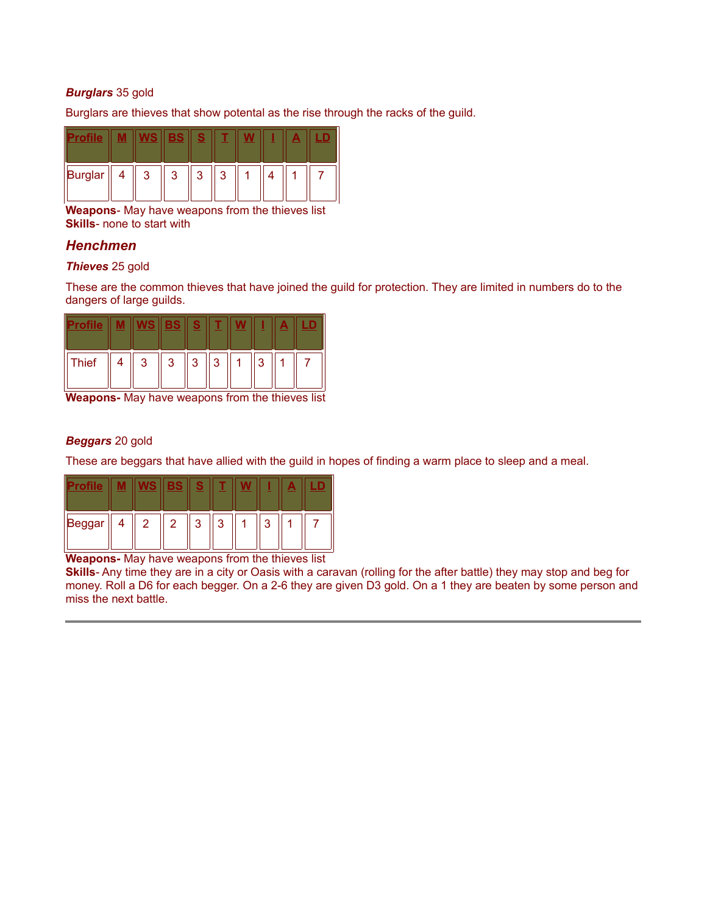***Burglars*** 35 gold

Burglars are thieves that show potental as the rise through the racks of the guild.

| Profile | M | WS | BS | S | T | W | I | A | LD |
|---|---|---|---|---|---|---|---|---|---|
| Burglar | 4 | 3 | 3 | 3 | 3 | 1 | 4 | 1 | 7 |

**Weapons**- May have weapons from the thieves list
**Skills**- none to start with

## *Henchmen*

***Thieves*** 25 gold

These are the common thieves that have joined the guild for protection. They are limited in numbers do to the dangers of large guilds.

| Profile | M | WS | BS | S | T | W | I | A | LD |
|---|---|---|---|---|---|---|---|---|---|
| Thief | 4 | 3 | 3 | 3 | 3 | 1 | 3 | 1 | 7 |

**Weapons-** May have weapons from the thieves list

***Beggars*** 20 gold

These are beggars that have allied with the guild in hopes of finding a warm place to sleep and a meal.

| Profile | M | WS | BS | S | T | W | I | A | LD |
|---|---|---|---|---|---|---|---|---|---|
| Beggar | 4 | 2 | 2 | 3 | 3 | 1 | 3 | 1 | 7 |

**Weapons-** May have weapons from the thieves list
**Skills**- Any time they are in a city or Oasis with a caravan (rolling for the after battle) they may stop and beg for money. Roll a D6 for each begger. On a 2-6 they are given D3 gold. On a 1 they are beaten by some person and miss the next battle.

---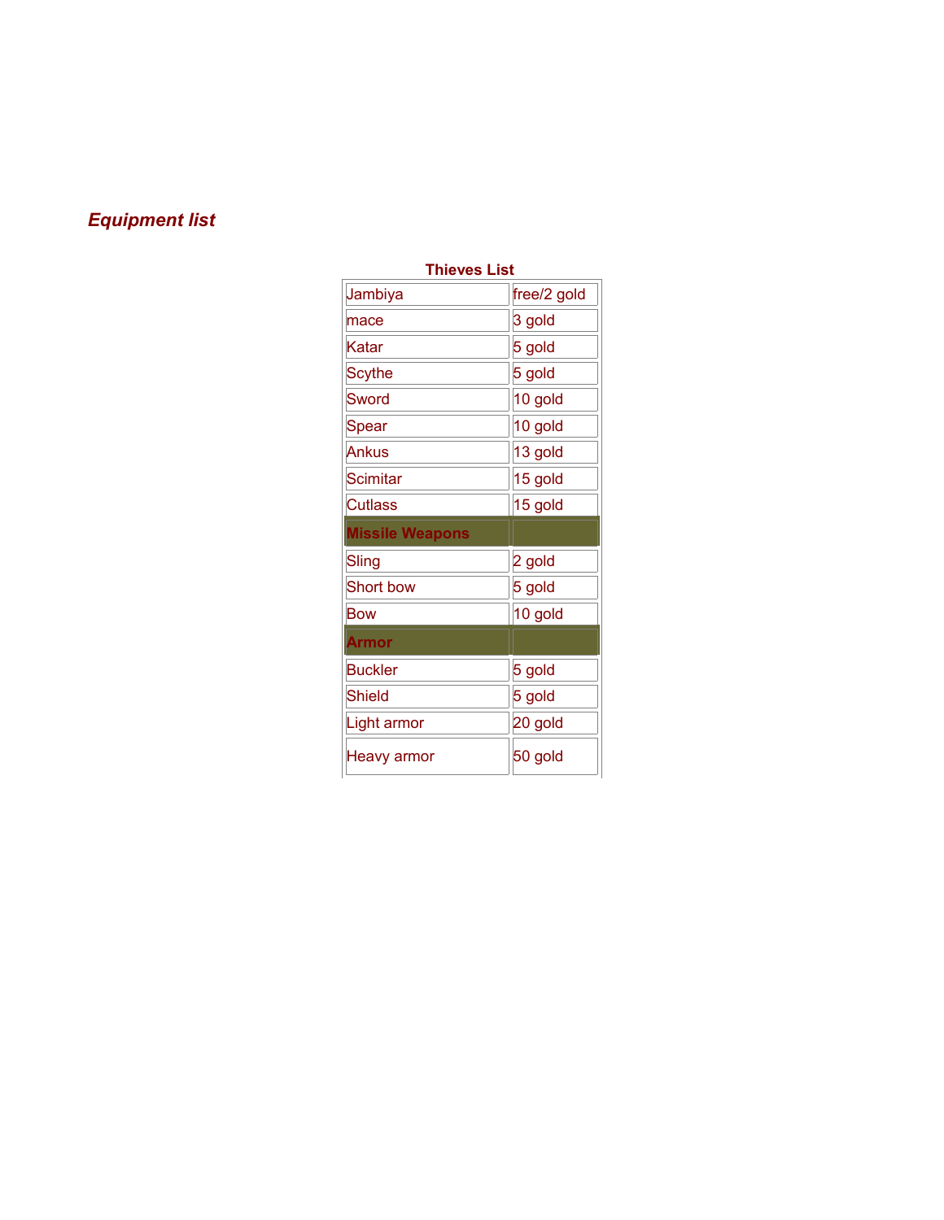## *Equipment list*

**Thieves List**

| | |
|---|---|
| Jambiya | free/2 gold |
| mace | 3 gold |
| Katar | 5 gold |
| Scythe | 5 gold |
| Sword | 10 gold |
| Spear | 10 gold |
| Ankus | 13 gold |
| Scimitar | 15 gold |
| Cutlass | 15 gold |
| **Missile Weapons** | |
| Sling | 2 gold |
| Short bow | 5 gold |
| Bow | 10 gold |
| **Armor** | |
| Buckler | 5 gold |
| Shield | 5 gold |
| Light armor | 20 gold |
| Heavy armor | 50 gold |